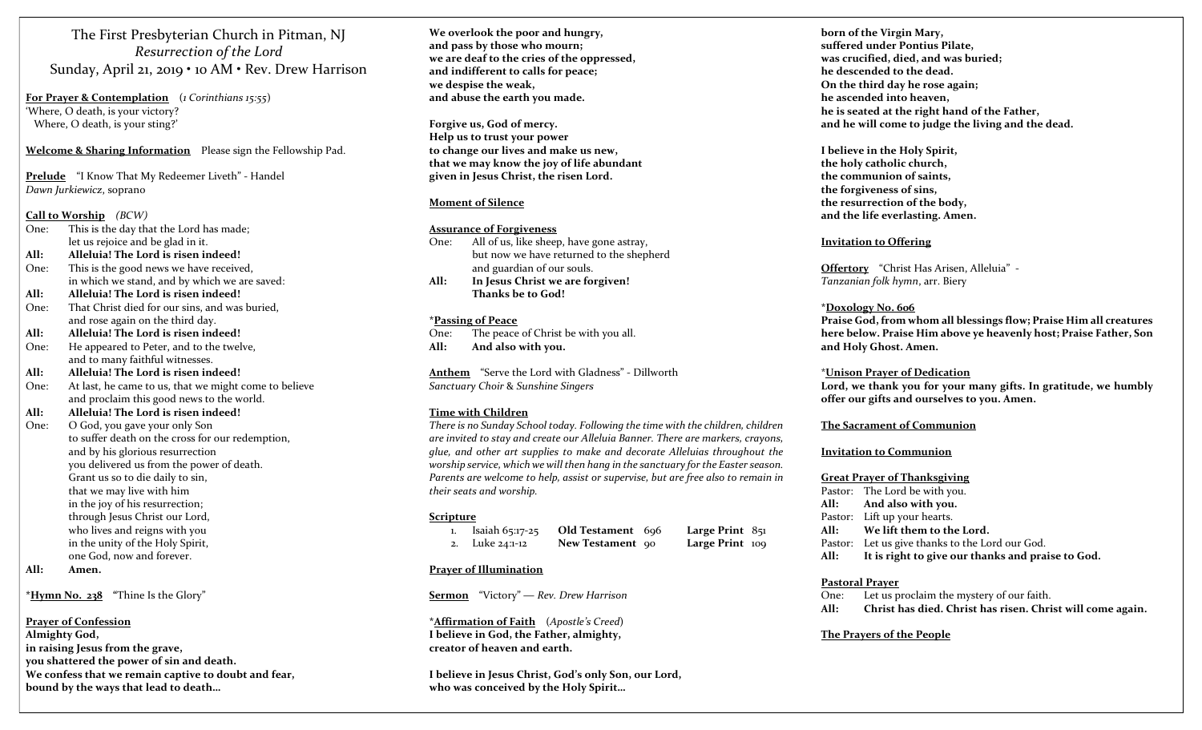# The First Presbyterian Church in Pitman, NJ

*Resurrection of the Lord*

Sunday, April 21, 2019 • 10 AM • Rev. Drew Harrison

**For Prayer & Contemplation** (*1 Corinthians 15:55*)
'Where, O death, is your victory?
Where, O death, is your sting?'

**Welcome & Sharing Information** Please sign the Fellowship Pad.

**Prelude** "I Know That My Redeemer Liveth" - Handel
*Dawn Jurkiewicz*, soprano

**Call to Worship** *(BCW)*

One: This is the day that the Lord has made;
let us rejoice and be glad in it.
**All: Alleluia! The Lord is risen indeed!**
One: This is the good news we have received,
in which we stand, and by which we are saved:
**All: Alleluia! The Lord is risen indeed!**
One: That Christ died for our sins, and was buried,
and rose again on the third day.
**All: Alleluia! The Lord is risen indeed!**
One: He appeared to Peter, and to the twelve,
and to many faithful witnesses.
**All: Alleluia! The Lord is risen indeed!**
One: At last, he came to us, that we might come to believe
and proclaim this good news to the world.
**All: Alleluia! The Lord is risen indeed!**
One: O God, you gave your only Son
to suffer death on the cross for our redemption,
and by his glorious resurrection
you delivered us from the power of death.
Grant us so to die daily to sin,
that we may live with him
in the joy of his resurrection;
through Jesus Christ our Lord,
who lives and reigns with you
in the unity of the Holy Spirit,
one God, now and forever.
**All: Amen.**

\***Hymn No. 238** "Thine Is the Glory"

**Prayer of Confession**

**Almighty God,
in raising Jesus from the grave,
you shattered the power of sin and death.
We confess that we remain captive to doubt and fear,
bound by the ways that lead to death…
We overlook the poor and hungry,
and pass by those who mourn;
we are deaf to the cries of the oppressed,
and indifferent to calls for peace;
we despise the weak,
and abuse the earth you made.**

**Forgive us, God of mercy.
Help us to trust your power
to change our lives and make us new,
that we may know the joy of life abundant
given in Jesus Christ, the risen Lord.**

**Moment of Silence**

**Assurance of Forgiveness**

One: All of us, like sheep, have gone astray,
but now we have returned to the shepherd
and guardian of our souls.
**All: In Jesus Christ we are forgiven!
Thanks be to God!**

\***Passing of Peace**

One: The peace of Christ be with you all.
**All: And also with you.**

**Anthem** "Serve the Lord with Gladness" - Dillworth
*Sanctuary Choir* & *Sunshine Singers*

**Time with Children**

*There is no Sunday School today. Following the time with the children, children are invited to stay and create our Alleluia Banner. There are markers, crayons, glue, and other art supplies to make and decorate Alleluias throughout the worship service, which we will then hang in the sanctuary for the Easter season. Parents are welcome to help, assist or supervise, but are free also to remain in their seats and worship.*

**Scripture**

1. Isaiah 65:17-25 **Old Testament** 696 **Large Print** 851
2. Luke 24:1-12 **New Testament** 90 **Large Print** 109

**Prayer of Illumination**

**Sermon** "Victory" — *Rev. Drew Harrison*

\***Affirmation of Faith** (*Apostle's Creed*)

**I believe in God, the Father, almighty,
creator of heaven and earth.**

**I believe in Jesus Christ, God's only Son, our Lord,
who was conceived by the Holy Spirit…
born of the Virgin Mary,
suffered under Pontius Pilate,
was crucified, died, and was buried;
he descended to the dead.
On the third day he rose again;
he ascended into heaven,
he is seated at the right hand of the Father,
and he will come to judge the living and the dead.**

**I believe in the Holy Spirit,
the holy catholic church,
the communion of saints,
the forgiveness of sins,
the resurrection of the body,
and the life everlasting. Amen.**

**Invitation to Offering**

**Offertory** "Christ Has Arisen, Alleluia" -
*Tanzanian folk hymn*, arr. Biery

\***Doxology No. 606**

**Praise God, from whom all blessings flow; Praise Him all creatures here below. Praise Him above ye heavenly host; Praise Father, Son and Holy Ghost. Amen.**

\***Unison Prayer of Dedication**

**Lord, we thank you for your many gifts. In gratitude, we humbly offer our gifts and ourselves to you. Amen.**

**The Sacrament of Communion**

**Invitation to Communion**

**Great Prayer of Thanksgiving**

Pastor: The Lord be with you.
**All: And also with you.**
Pastor: Lift up your hearts.
**All: We lift them to the Lord.**
Pastor: Let us give thanks to the Lord our God.
**All: It is right to give our thanks and praise to God.**

**Pastoral Prayer**

One: Let us proclaim the mystery of our faith.
**All: Christ has died. Christ has risen. Christ will come again.**

**The Prayers of the People**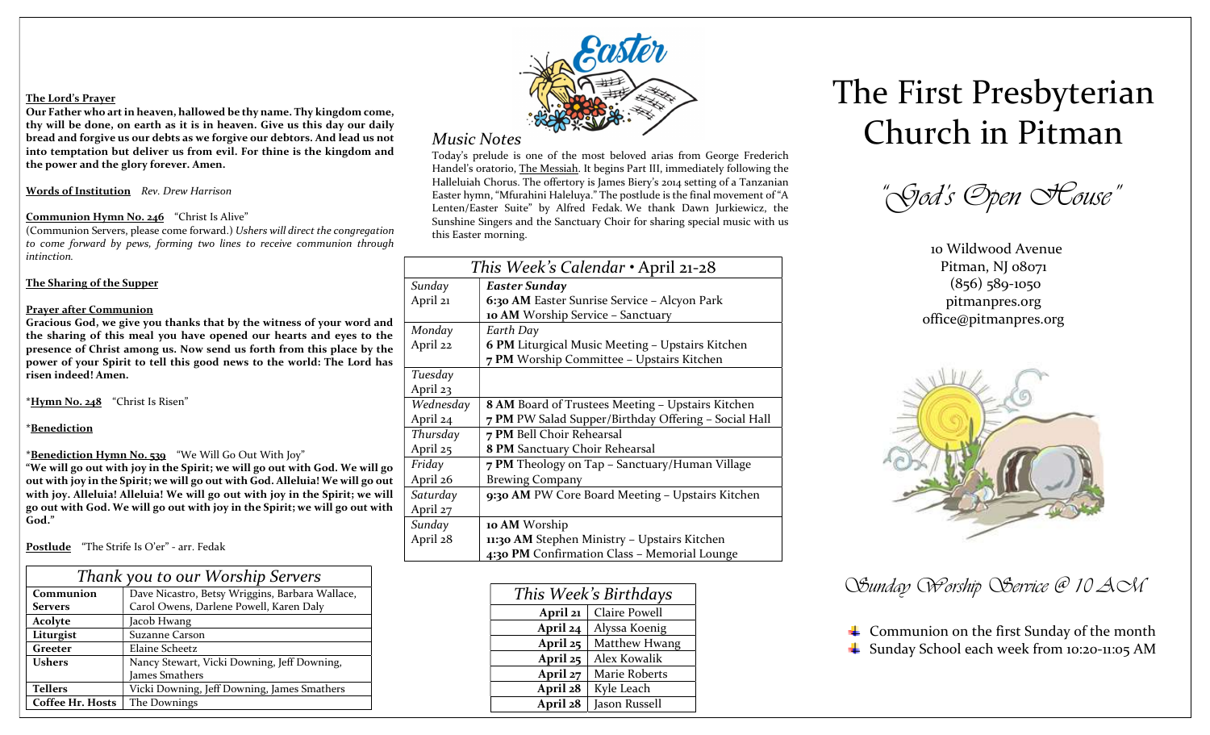**The Lord's Prayer**

**Our Father who art in heaven, hallowed be thy name. Thy kingdom come, thy will be done, on earth as it is in heaven. Give us this day our daily bread and forgive us our debts as we forgive our debtors. And lead us not into temptation but deliver us from evil. For thine is the kingdom and the power and the glory forever. Amen.**

**Words of Institution** *Rev. Drew Harrison*

**Communion Hymn No. 246** "Christ Is Alive"
(Communion Servers, please come forward.) *Ushers will direct the congregation to come forward by pews, forming two lines to receive communion through intinction.*

**The Sharing of the Supper**

**Prayer after Communion**
**Gracious God, we give you thanks that by the witness of your word and the sharing of this meal you have opened our hearts and eyes to the presence of Christ among us. Now send us forth from this place by the power of your Spirit to tell this good news to the world: The Lord has risen indeed! Amen.**

***Hymn No. 248** "Christ Is Risen"

***Benediction**

***Benediction Hymn No. 539** "We Will Go Out With Joy"
**"We will go out with joy in the Spirit; we will go out with God. We will go out with joy in the Spirit; we will go out with God. Alleluia! We will go out with joy. Alleluia! Alleluia! We will go out with joy in the Spirit; we will go out with God. We will go out with joy in the Spirit; we will go out with God."**

**Postlude** "The Strife Is O'er" - arr. Fedak

| *Thank you to our Worship Servers* | |
|---|---|
| **Communion Servers** | Dave Nicastro, Betsy Wriggins, Barbara Wallace, Carol Owens, Darlene Powell, Karen Daly |
| **Acolyte** | Jacob Hwang |
| **Liturgist** | Suzanne Carson |
| **Greeter** | Elaine Scheetz |
| **Ushers** | Nancy Stewart, Vicki Downing, Jeff Downing, James Smathers |
| **Tellers** | Vicki Downing, Jeff Downing, James Smathers |
| **Coffee Hr. Hosts** | The Downings |

## *Music Notes*

Today's prelude is one of the most beloved arias from George Frederich Handel's oratorio, The Messiah. It begins Part III, immediately following the Halleluiah Chorus. The offertory is James Biery's 2014 setting of a Tanzanian Easter hymn, "Mfurahini Haleluya." The postlude is the final movement of "A Lenten/Easter Suite" by Alfred Fedak. We thank Dawn Jurkiewicz, the Sunshine Singers and the Sanctuary Choir for sharing special music with us this Easter morning.

| *This Week's Calendar* • April 21-28 | |
|---|---|
| *Sunday* April 21 | ***Easter Sunday*** **6:30 AM** Easter Sunrise Service – Alcyon Park **10 AM** Worship Service – Sanctuary |
| *Monday* April 22 | *Earth Day* **6 PM** Liturgical Music Meeting – Upstairs Kitchen **7 PM** Worship Committee – Upstairs Kitchen |
| *Tuesday* April 23 | |
| *Wednesday* April 24 | **8 AM** Board of Trustees Meeting – Upstairs Kitchen **7 PM** PW Salad Supper/Birthday Offering – Social Hall |
| *Thursday* April 25 | **7 PM** Bell Choir Rehearsal **8 PM** Sanctuary Choir Rehearsal |
| *Friday* April 26 | **7 PM** Theology on Tap – Sanctuary/Human Village Brewing Company |
| *Saturday* April 27 | **9:30 AM** PW Core Board Meeting – Upstairs Kitchen |
| *Sunday* April 28 | **10 AM** Worship **11:30 AM** Stephen Ministry – Upstairs Kitchen **4:30 PM** Confirmation Class – Memorial Lounge |

| *This Week's Birthdays* | |
|---|---|
| **April 21** | Claire Powell |
| **April 24** | Alyssa Koenig |
| **April 25** | Matthew Hwang |
| **April 25** | Alex Kowalik |
| **April 27** | Marie Roberts |
| **April 28** | Kyle Leach |
| **April 28** | Jason Russell |

# The First Presbyterian Church in Pitman

*"God's Open House"*

10 Wildwood Avenue
Pitman, NJ 08071
(856) 589-1050
pitmanpres.org
office@pitmanpres.org

*Sunday Worship Service @ 10 AM*

- Communion on the first Sunday of the month
- Sunday School each week from 10:20-11:05 AM